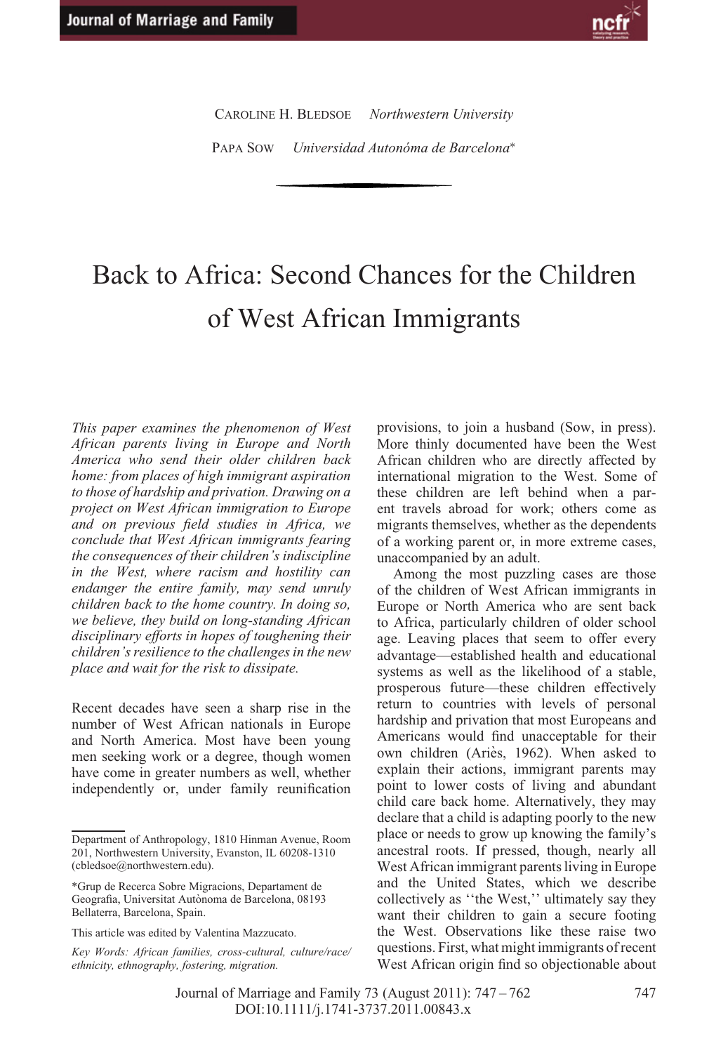Caroline H. Bledsoe *Northwestern University*

Papa Sow *Universidad Autonóma de Barcelona**

# Back to Africa: Second Chances for the Children of West African Immigrants

*This paper examines the phenomenon of West African parents living in Europe and North America who send their older children back home: from places of high immigrant aspiration to those of hardship and privation. Drawing on a project on West African immigration to Europe and on previous field studies in Africa, we conclude that West African immigrants fearing the consequences of their children's indiscipline in the West, where racism and hostility can endanger the entire family, may send unruly children back to the home country. In doing so, we believe, they build on long-standing African disciplinary efforts in hopes of toughening their children's resilience to the challenges in the new place and wait for the risk to dissipate.*

Recent decades have seen a sharp rise in the number of West African nationals in Europe and North America. Most have been young men seeking work or a degree, though women have come in greater numbers as well, whether independently or, under family reunification provisions, to join a husband (Sow, in press). More thinly documented have been the West African children who are directly affected by international migration to the West. Some of these children are left behind when a parent travels abroad for work; others come as migrants themselves, whether as the dependents of a working parent or, in more extreme cases, unaccompanied by an adult.

Among the most puzzling cases are those of the children of West African immigrants in Europe or North America who are sent back to Africa, particularly children of older school age. Leaving places that seem to offer every advantage—established health and educational systems as well as the likelihood of a stable, prosperous future—these children effectively return to countries with levels of personal hardship and privation that most Europeans and Americans would find unacceptable for their own children (Ariès, 1962). When asked to explain their actions, immigrant parents may point to lower costs of living and abundant child care back home. Alternatively, they may declare that a child is adapting poorly to the new place or needs to grow up knowing the family's ancestral roots. If pressed, though, nearly all West African immigrant parents living in Europe and the United States, which we describe collectively as ''the West,'' ultimately say they want their children to gain a secure footing the West. Observations like these raise two questions. First, what might immigrants of recent West African origin find so objectionable about

---

Department of Anthropology, 1810 Hinman Avenue, Room 201, Northwestern University, Evanston, IL 60208-1310 (cbledsoe@northwestern.edu).

*Grup de Recerca Sobre Migracions, Departament de Geografia, Universitat Autònoma de Barcelona, 08193 Bellaterra, Barcelona, Spain.

This article was edited by Valentina Mazzucato.

*Key Words: African families, cross-cultural, culture/race/ethnicity, ethnography, fostering, migration.*

Journal of Marriage and Family 73 (August 2011): 747 – 762
DOI:10.1111/j.1741-3737.2011.00843.x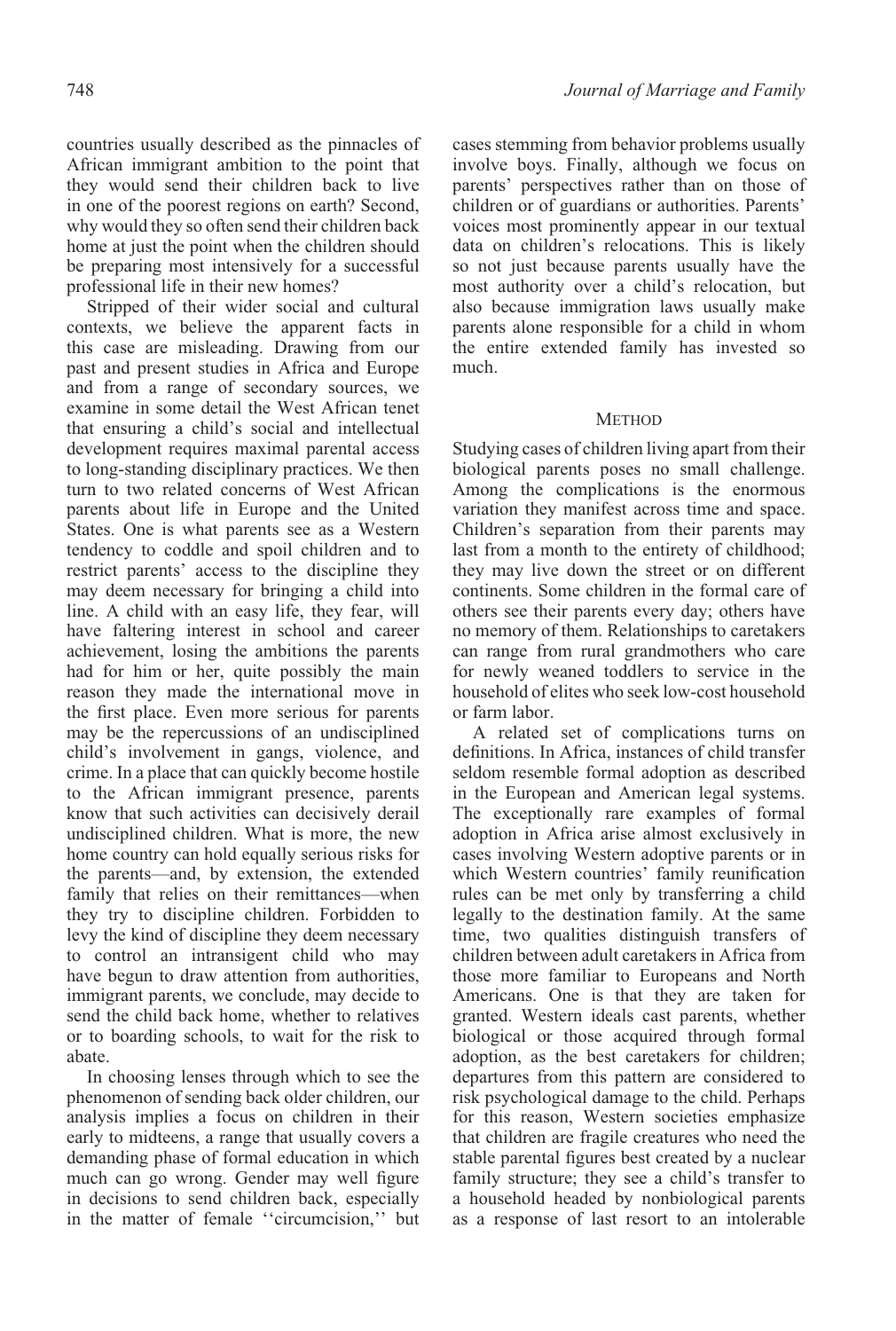countries usually described as the pinnacles of African immigrant ambition to the point that they would send their children back to live in one of the poorest regions on earth? Second, why would they so often send their children back home at just the point when the children should be preparing most intensively for a successful professional life in their new homes?

Stripped of their wider social and cultural contexts, we believe the apparent facts in this case are misleading. Drawing from our past and present studies in Africa and Europe and from a range of secondary sources, we examine in some detail the West African tenet that ensuring a child's social and intellectual development requires maximal parental access to long-standing disciplinary practices. We then turn to two related concerns of West African parents about life in Europe and the United States. One is what parents see as a Western tendency to coddle and spoil children and to restrict parents' access to the discipline they may deem necessary for bringing a child into line. A child with an easy life, they fear, will have faltering interest in school and career achievement, losing the ambitions the parents had for him or her, quite possibly the main reason they made the international move in the first place. Even more serious for parents may be the repercussions of an undisciplined child's involvement in gangs, violence, and crime. In a place that can quickly become hostile to the African immigrant presence, parents know that such activities can decisively derail undisciplined children. What is more, the new home country can hold equally serious risks for the parents—and, by extension, the extended family that relies on their remittances—when they try to discipline children. Forbidden to levy the kind of discipline they deem necessary to control an intransigent child who may have begun to draw attention from authorities, immigrant parents, we conclude, may decide to send the child back home, whether to relatives or to boarding schools, to wait for the risk to abate.

In choosing lenses through which to see the phenomenon of sending back older children, our analysis implies a focus on children in their early to midteens, a range that usually covers a demanding phase of formal education in which much can go wrong. Gender may well figure in decisions to send children back, especially in the matter of female ''circumcision,'' but cases stemming from behavior problems usually involve boys. Finally, although we focus on parents' perspectives rather than on those of children or of guardians or authorities. Parents' voices most prominently appear in our textual data on children's relocations. This is likely so not just because parents usually have the most authority over a child's relocation, but also because immigration laws usually make parents alone responsible for a child in whom the entire extended family has invested so much.

## Method

Studying cases of children living apart from their biological parents poses no small challenge. Among the complications is the enormous variation they manifest across time and space. Children's separation from their parents may last from a month to the entirety of childhood; they may live down the street or on different continents. Some children in the formal care of others see their parents every day; others have no memory of them. Relationships to caretakers can range from rural grandmothers who care for newly weaned toddlers to service in the household of elites who seek low-cost household or farm labor.

A related set of complications turns on definitions. In Africa, instances of child transfer seldom resemble formal adoption as described in the European and American legal systems. The exceptionally rare examples of formal adoption in Africa arise almost exclusively in cases involving Western adoptive parents or in which Western countries' family reunification rules can be met only by transferring a child legally to the destination family. At the same time, two qualities distinguish transfers of children between adult caretakers in Africa from those more familiar to Europeans and North Americans. One is that they are taken for granted. Western ideals cast parents, whether biological or those acquired through formal adoption, as the best caretakers for children; departures from this pattern are considered to risk psychological damage to the child. Perhaps for this reason, Western societies emphasize that children are fragile creatures who need the stable parental figures best created by a nuclear family structure; they see a child's transfer to a household headed by nonbiological parents as a response of last resort to an intolerable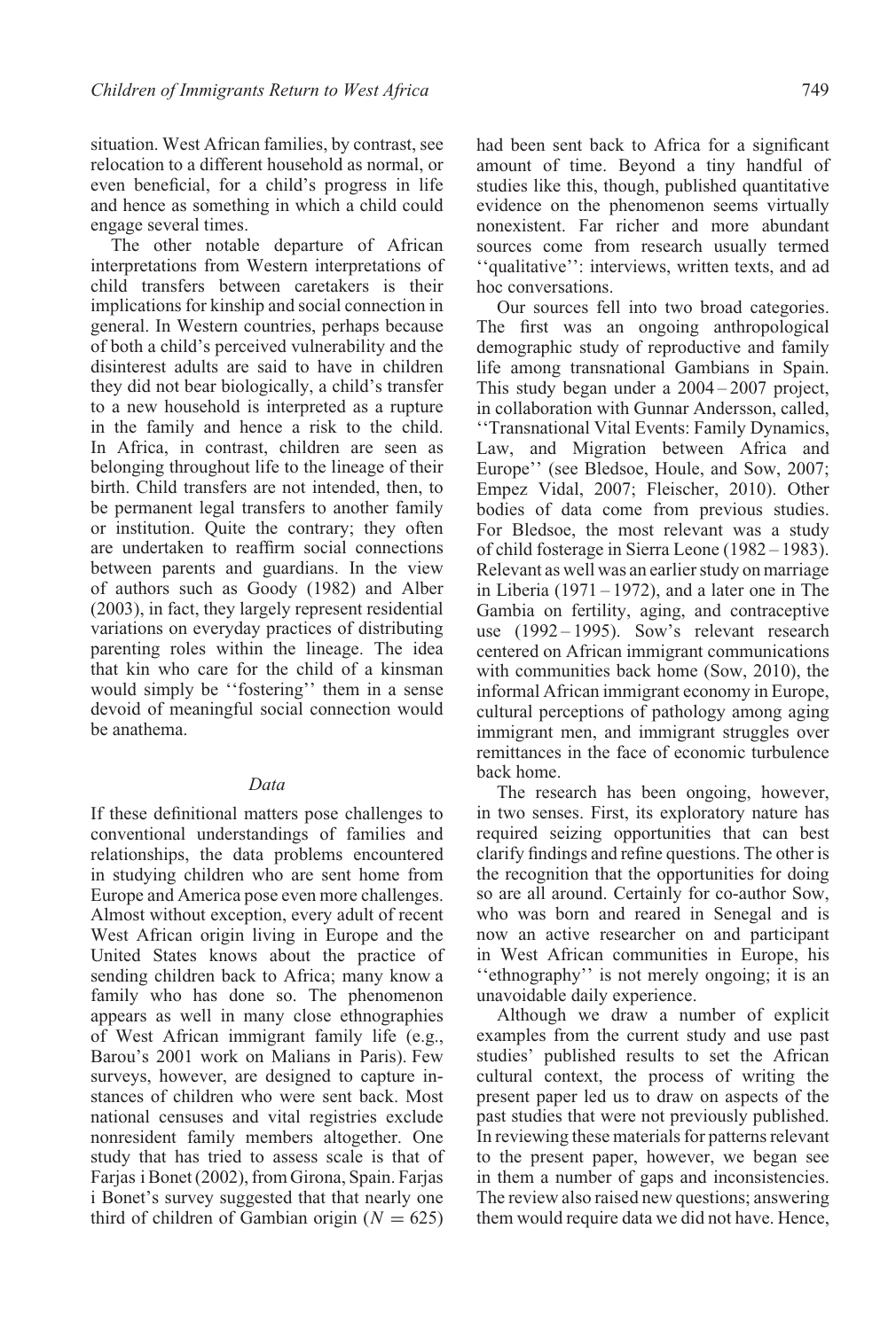situation. West African families, by contrast, see relocation to a different household as normal, or even beneficial, for a child's progress in life and hence as something in which a child could engage several times.

The other notable departure of African interpretations from Western interpretations of child transfers between caretakers is their implications for kinship and social connection in general. In Western countries, perhaps because of both a child's perceived vulnerability and the disinterest adults are said to have in children they did not bear biologically, a child's transfer to a new household is interpreted as a rupture in the family and hence a risk to the child. In Africa, in contrast, children are seen as belonging throughout life to the lineage of their birth. Child transfers are not intended, then, to be permanent legal transfers to another family or institution. Quite the contrary; they often are undertaken to reaffirm social connections between parents and guardians. In the view of authors such as Goody (1982) and Alber (2003), in fact, they largely represent residential variations on everyday practices of distributing parenting roles within the lineage. The idea that kin who care for the child of a kinsman would simply be ''fostering'' them in a sense devoid of meaningful social connection would be anathema.

### *Data*

If these definitional matters pose challenges to conventional understandings of families and relationships, the data problems encountered in studying children who are sent home from Europe and America pose even more challenges. Almost without exception, every adult of recent West African origin living in Europe and the United States knows about the practice of sending children back to Africa; many know a family who has done so. The phenomenon appears as well in many close ethnographies of West African immigrant family life (e.g., Barou's 2001 work on Malians in Paris). Few surveys, however, are designed to capture instances of children who were sent back. Most national censuses and vital registries exclude nonresident family members altogether. One study that has tried to assess scale is that of Farjas i Bonet (2002), from Girona, Spain. Farjas i Bonet's survey suggested that that nearly one third of children of Gambian origin ($N = 625$) had been sent back to Africa for a significant amount of time. Beyond a tiny handful of studies like this, though, published quantitative evidence on the phenomenon seems virtually nonexistent. Far richer and more abundant sources come from research usually termed ''qualitative'': interviews, written texts, and ad hoc conversations.

Our sources fell into two broad categories. The first was an ongoing anthropological demographic study of reproductive and family life among transnational Gambians in Spain. This study began under a 2004 – 2007 project, in collaboration with Gunnar Andersson, called, ''Transnational Vital Events: Family Dynamics, Law, and Migration between Africa and Europe'' (see Bledsoe, Houle, and Sow, 2007; Empez Vidal, 2007; Fleischer, 2010). Other bodies of data come from previous studies. For Bledsoe, the most relevant was a study of child fosterage in Sierra Leone (1982 – 1983). Relevant as well was an earlier study on marriage in Liberia (1971 – 1972), and a later one in The Gambia on fertility, aging, and contraceptive use (1992 – 1995). Sow's relevant research centered on African immigrant communications with communities back home (Sow, 2010), the informal African immigrant economy in Europe, cultural perceptions of pathology among aging immigrant men, and immigrant struggles over remittances in the face of economic turbulence back home.

The research has been ongoing, however, in two senses. First, its exploratory nature has required seizing opportunities that can best clarify findings and refine questions. The other is the recognition that the opportunities for doing so are all around. Certainly for co-author Sow, who was born and reared in Senegal and is now an active researcher on and participant in West African communities in Europe, his ''ethnography'' is not merely ongoing; it is an unavoidable daily experience.

Although we draw a number of explicit examples from the current study and use past studies' published results to set the African cultural context, the process of writing the present paper led us to draw on aspects of the past studies that were not previously published. In reviewing these materials for patterns relevant to the present paper, however, we began see in them a number of gaps and inconsistencies. The review also raised new questions; answering them would require data we did not have. Hence,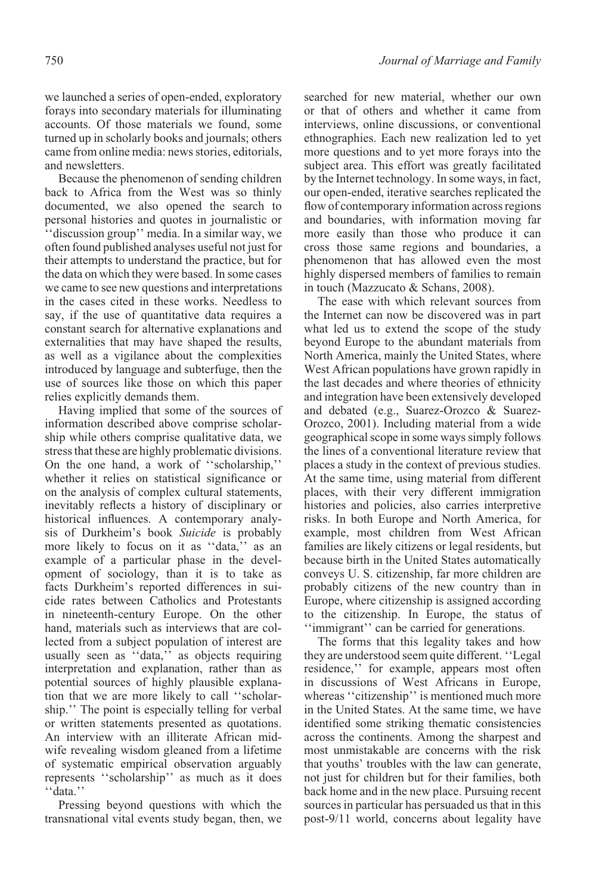we launched a series of open-ended, exploratory forays into secondary materials for illuminating accounts. Of those materials we found, some turned up in scholarly books and journals; others came from online media: news stories, editorials, and newsletters.

Because the phenomenon of sending children back to Africa from the West was so thinly documented, we also opened the search to personal histories and quotes in journalistic or ''discussion group'' media. In a similar way, we often found published analyses useful not just for their attempts to understand the practice, but for the data on which they were based. In some cases we came to see new questions and interpretations in the cases cited in these works. Needless to say, if the use of quantitative data requires a constant search for alternative explanations and externalities that may have shaped the results, as well as a vigilance about the complexities introduced by language and subterfuge, then the use of sources like those on which this paper relies explicitly demands them.

Having implied that some of the sources of information described above comprise scholarship while others comprise qualitative data, we stress that these are highly problematic divisions. On the one hand, a work of ''scholarship,'' whether it relies on statistical significance or on the analysis of complex cultural statements, inevitably reflects a history of disciplinary or historical influences. A contemporary analysis of Durkheim's book *Suicide* is probably more likely to focus on it as ''data,'' as an example of a particular phase in the development of sociology, than it is to take as facts Durkheim's reported differences in suicide rates between Catholics and Protestants in nineteenth-century Europe. On the other hand, materials such as interviews that are collected from a subject population of interest are usually seen as ''data,'' as objects requiring interpretation and explanation, rather than as potential sources of highly plausible explanation that we are more likely to call ''scholarship.'' The point is especially telling for verbal or written statements presented as quotations. An interview with an illiterate African midwife revealing wisdom gleaned from a lifetime of systematic empirical observation arguably represents ''scholarship'' as much as it does ''data.''

Pressing beyond questions with which the transnational vital events study began, then, we searched for new material, whether our own or that of others and whether it came from interviews, online discussions, or conventional ethnographies. Each new realization led to yet more questions and to yet more forays into the subject area. This effort was greatly facilitated by the Internet technology. In some ways, in fact, our open-ended, iterative searches replicated the flow of contemporary information across regions and boundaries, with information moving far more easily than those who produce it can cross those same regions and boundaries, a phenomenon that has allowed even the most highly dispersed members of families to remain in touch (Mazzucato & Schans, 2008).

The ease with which relevant sources from the Internet can now be discovered was in part what led us to extend the scope of the study beyond Europe to the abundant materials from North America, mainly the United States, where West African populations have grown rapidly in the last decades and where theories of ethnicity and integration have been extensively developed and debated (e.g., Suarez-Orozco & Suarez-Orozco, 2001). Including material from a wide geographical scope in some ways simply follows the lines of a conventional literature review that places a study in the context of previous studies. At the same time, using material from different places, with their very different immigration histories and policies, also carries interpretive risks. In both Europe and North America, for example, most children from West African families are likely citizens or legal residents, but because birth in the United States automatically conveys U. S. citizenship, far more children are probably citizens of the new country than in Europe, where citizenship is assigned according to the citizenship. In Europe, the status of ''immigrant'' can be carried for generations.

The forms that this legality takes and how they are understood seem quite different. ''Legal residence,'' for example, appears most often in discussions of West Africans in Europe, whereas ''citizenship'' is mentioned much more in the United States. At the same time, we have identified some striking thematic consistencies across the continents. Among the sharpest and most unmistakable are concerns with the risk that youths' troubles with the law can generate, not just for children but for their families, both back home and in the new place. Pursuing recent sources in particular has persuaded us that in this post-9/11 world, concerns about legality have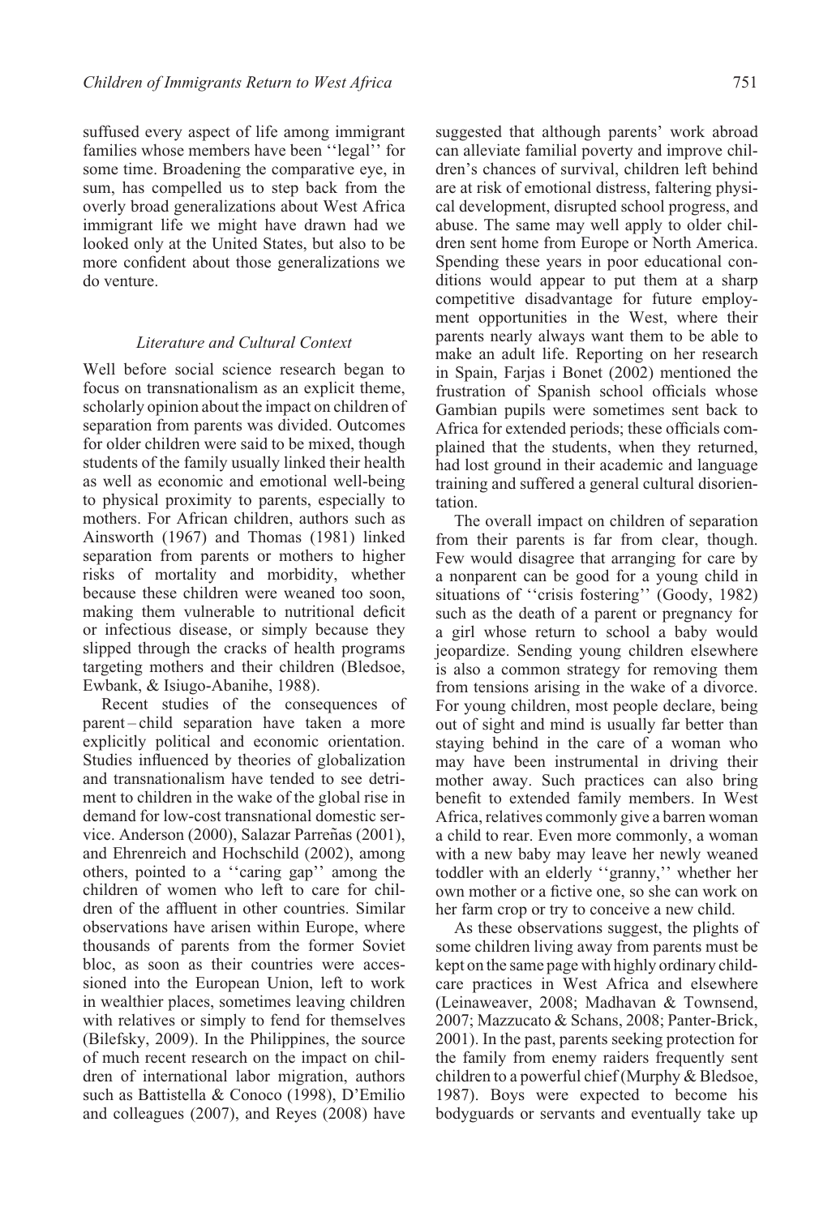suffused every aspect of life among immigrant families whose members have been ''legal'' for some time. Broadening the comparative eye, in sum, has compelled us to step back from the overly broad generalizations about West Africa immigrant life we might have drawn had we looked only at the United States, but also to be more confident about those generalizations we do venture.

### *Literature and Cultural Context*

Well before social science research began to focus on transnationalism as an explicit theme, scholarly opinion about the impact on children of separation from parents was divided. Outcomes for older children were said to be mixed, though students of the family usually linked their health as well as economic and emotional well-being to physical proximity to parents, especially to mothers. For African children, authors such as Ainsworth (1967) and Thomas (1981) linked separation from parents or mothers to higher risks of mortality and morbidity, whether because these children were weaned too soon, making them vulnerable to nutritional deficit or infectious disease, or simply because they slipped through the cracks of health programs targeting mothers and their children (Bledsoe, Ewbank, & Isiugo-Abanihe, 1988).

Recent studies of the consequences of parent – child separation have taken a more explicitly political and economic orientation. Studies influenced by theories of globalization and transnationalism have tended to see detriment to children in the wake of the global rise in demand for low-cost transnational domestic service. Anderson (2000), Salazar Parreñas (2001), and Ehrenreich and Hochschild (2002), among others, pointed to a ''caring gap'' among the children of women who left to care for children of the affluent in other countries. Similar observations have arisen within Europe, where thousands of parents from the former Soviet bloc, as soon as their countries were accessioned into the European Union, left to work in wealthier places, sometimes leaving children with relatives or simply to fend for themselves (Bilefsky, 2009). In the Philippines, the source of much recent research on the impact on children of international labor migration, authors such as Battistella & Conoco (1998), D'Emilio and colleagues (2007), and Reyes (2008) have suggested that although parents' work abroad can alleviate familial poverty and improve children's chances of survival, children left behind are at risk of emotional distress, faltering physical development, disrupted school progress, and abuse. The same may well apply to older children sent home from Europe or North America. Spending these years in poor educational conditions would appear to put them at a sharp competitive disadvantage for future employment opportunities in the West, where their parents nearly always want them to be able to make an adult life. Reporting on her research in Spain, Farjas i Bonet (2002) mentioned the frustration of Spanish school officials whose Gambian pupils were sometimes sent back to Africa for extended periods; these officials complained that the students, when they returned, had lost ground in their academic and language training and suffered a general cultural disorientation.

The overall impact on children of separation from their parents is far from clear, though. Few would disagree that arranging for care by a nonparent can be good for a young child in situations of ''crisis fostering'' (Goody, 1982) such as the death of a parent or pregnancy for a girl whose return to school a baby would jeopardize. Sending young children elsewhere is also a common strategy for removing them from tensions arising in the wake of a divorce. For young children, most people declare, being out of sight and mind is usually far better than staying behind in the care of a woman who may have been instrumental in driving their mother away. Such practices can also bring benefit to extended family members. In West Africa, relatives commonly give a barren woman a child to rear. Even more commonly, a woman with a new baby may leave her newly weaned toddler with an elderly ''granny,'' whether her own mother or a fictive one, so she can work on her farm crop or try to conceive a new child.

As these observations suggest, the plights of some children living away from parents must be kept on the same page with highly ordinary childcare practices in West Africa and elsewhere (Leinaweaver, 2008; Madhavan & Townsend, 2007; Mazzucato & Schans, 2008; Panter-Brick, 2001). In the past, parents seeking protection for the family from enemy raiders frequently sent children to a powerful chief (Murphy & Bledsoe, 1987). Boys were expected to become his bodyguards or servants and eventually take up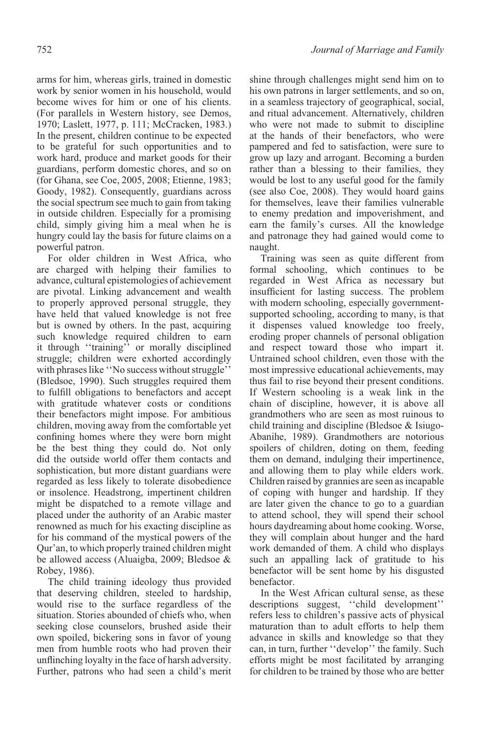arms for him, whereas girls, trained in domestic work by senior women in his household, would become wives for him or one of his clients. (For parallels in Western history, see Demos, 1970; Laslett, 1977, p. 111; McCracken, 1983.) In the present, children continue to be expected to be grateful for such opportunities and to work hard, produce and market goods for their guardians, perform domestic chores, and so on (for Ghana, see Coe, 2005, 2008; Etienne, 1983; Goody, 1982). Consequently, guardians across the social spectrum see much to gain from taking in outside children. Especially for a promising child, simply giving him a meal when he is hungry could lay the basis for future claims on a powerful patron.

For older children in West Africa, who are charged with helping their families to advance, cultural epistemologies of achievement are pivotal. Linking advancement and wealth to properly approved personal struggle, they have held that valued knowledge is not free but is owned by others. In the past, acquiring such knowledge required children to earn it through ''training'' or morally disciplined struggle; children were exhorted accordingly with phrases like ''No success without struggle'' (Bledsoe, 1990). Such struggles required them to fulfill obligations to benefactors and accept with gratitude whatever costs or conditions their benefactors might impose. For ambitious children, moving away from the comfortable yet confining homes where they were born might be the best thing they could do. Not only did the outside world offer them contacts and sophistication, but more distant guardians were regarded as less likely to tolerate disobedience or insolence. Headstrong, impertinent children might be dispatched to a remote village and placed under the authority of an Arabic master renowned as much for his exacting discipline as for his command of the mystical powers of the Qur'an, to which properly trained children might be allowed access (Aluaigba, 2009; Bledsoe & Robey, 1986).

The child training ideology thus provided that deserving children, steeled to hardship, would rise to the surface regardless of the situation. Stories abounded of chiefs who, when seeking close counselors, brushed aside their own spoiled, bickering sons in favor of young men from humble roots who had proven their unflinching loyalty in the face of harsh adversity. Further, patrons who had seen a child's merit shine through challenges might send him on to his own patrons in larger settlements, and so on, in a seamless trajectory of geographical, social, and ritual advancement. Alternatively, children who were not made to submit to discipline at the hands of their benefactors, who were pampered and fed to satisfaction, were sure to grow up lazy and arrogant. Becoming a burden rather than a blessing to their families, they would be lost to any useful good for the family (see also Coe, 2008). They would hoard gains for themselves, leave their families vulnerable to enemy predation and impoverishment, and earn the family's curses. All the knowledge and patronage they had gained would come to naught.

Training was seen as quite different from formal schooling, which continues to be regarded in West Africa as necessary but insufficient for lasting success. The problem with modern schooling, especially government-supported schooling, according to many, is that it dispenses valued knowledge too freely, eroding proper channels of personal obligation and respect toward those who impart it. Untrained school children, even those with the most impressive educational achievements, may thus fail to rise beyond their present conditions. If Western schooling is a weak link in the chain of discipline, however, it is above all grandmothers who are seen as most ruinous to child training and discipline (Bledsoe & Isiugo-Abanihe, 1989). Grandmothers are notorious spoilers of children, doting on them, feeding them on demand, indulging their impertinence, and allowing them to play while elders work. Children raised by grannies are seen as incapable of coping with hunger and hardship. If they are later given the chance to go to a guardian to attend school, they will spend their school hours daydreaming about home cooking. Worse, they will complain about hunger and the hard work demanded of them. A child who displays such an appalling lack of gratitude to his benefactor will be sent home by his disgusted benefactor.

In the West African cultural sense, as these descriptions suggest, ''child development'' refers less to children's passive acts of physical maturation than to adult efforts to help them advance in skills and knowledge so that they can, in turn, further ''develop'' the family. Such efforts might be most facilitated by arranging for children to be trained by those who are better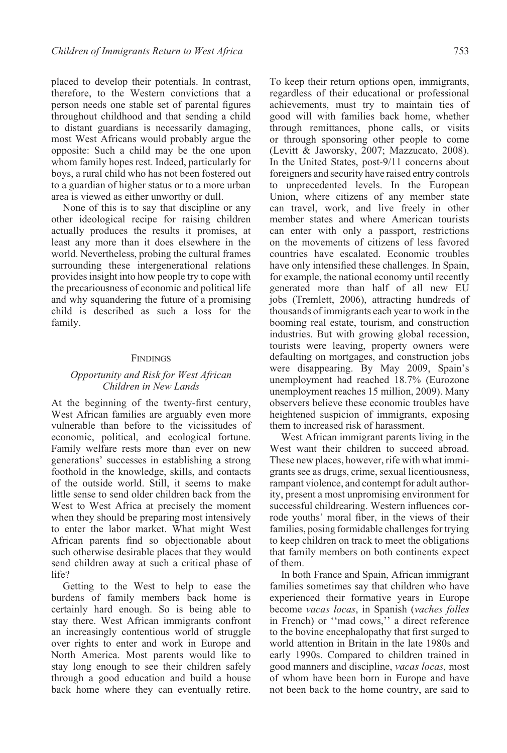placed to develop their potentials. In contrast, therefore, to the Western convictions that a person needs one stable set of parental figures throughout childhood and that sending a child to distant guardians is necessarily damaging, most West Africans would probably argue the opposite: Such a child may be the one upon whom family hopes rest. Indeed, particularly for boys, a rural child who has not been fostered out to a guardian of higher status or to a more urban area is viewed as either unworthy or dull.

None of this is to say that discipline or any other ideological recipe for raising children actually produces the results it promises, at least any more than it does elsewhere in the world. Nevertheless, probing the cultural frames surrounding these intergenerational relations provides insight into how people try to cope with the precariousness of economic and political life and why squandering the future of a promising child is described as such a loss for the family.

## Findings

### *Opportunity and Risk for West African Children in New Lands*

At the beginning of the twenty-first century, West African families are arguably even more vulnerable than before to the vicissitudes of economic, political, and ecological fortune. Family welfare rests more than ever on new generations' successes in establishing a strong foothold in the knowledge, skills, and contacts of the outside world. Still, it seems to make little sense to send older children back from the West to West Africa at precisely the moment when they should be preparing most intensively to enter the labor market. What might West African parents find so objectionable about such otherwise desirable places that they would send children away at such a critical phase of life?

Getting to the West to help to ease the burdens of family members back home is certainly hard enough. So is being able to stay there. West African immigrants confront an increasingly contentious world of struggle over rights to enter and work in Europe and North America. Most parents would like to stay long enough to see their children safely through a good education and build a house back home where they can eventually retire. To keep their return options open, immigrants, regardless of their educational or professional achievements, must try to maintain ties of good will with families back home, whether through remittances, phone calls, or visits or through sponsoring other people to come (Levitt & Jaworsky, 2007; Mazzucato, 2008). In the United States, post-9/11 concerns about foreigners and security have raised entry controls to unprecedented levels. In the European Union, where citizens of any member state can travel, work, and live freely in other member states and where American tourists can enter with only a passport, restrictions on the movements of citizens of less favored countries have escalated. Economic troubles have only intensified these challenges. In Spain, for example, the national economy until recently generated more than half of all new EU jobs (Tremlett, 2006), attracting hundreds of thousands of immigrants each year to work in the booming real estate, tourism, and construction industries. But with growing global recession, tourists were leaving, property owners were defaulting on mortgages, and construction jobs were disappearing. By May 2009, Spain's unemployment had reached 18.7% (Eurozone unemployment reaches 15 million, 2009). Many observers believe these economic troubles have heightened suspicion of immigrants, exposing them to increased risk of harassment.

West African immigrant parents living in the West want their children to succeed abroad. These new places, however, rife with what immigrants see as drugs, crime, sexual licentiousness, rampant violence, and contempt for adult authority, present a most unpromising environment for successful childrearing. Western influences corrode youths' moral fiber, in the views of their families, posing formidable challenges for trying to keep children on track to meet the obligations that family members on both continents expect of them.

In both France and Spain, African immigrant families sometimes say that children who have experienced their formative years in Europe become *vacas locas*, in Spanish (*vaches folles* in French) or ''mad cows,'' a direct reference to the bovine encephalopathy that first surged to world attention in Britain in the late 1980s and early 1990s. Compared to children trained in good manners and discipline, *vacas locas,* most of whom have been born in Europe and have not been back to the home country, are said to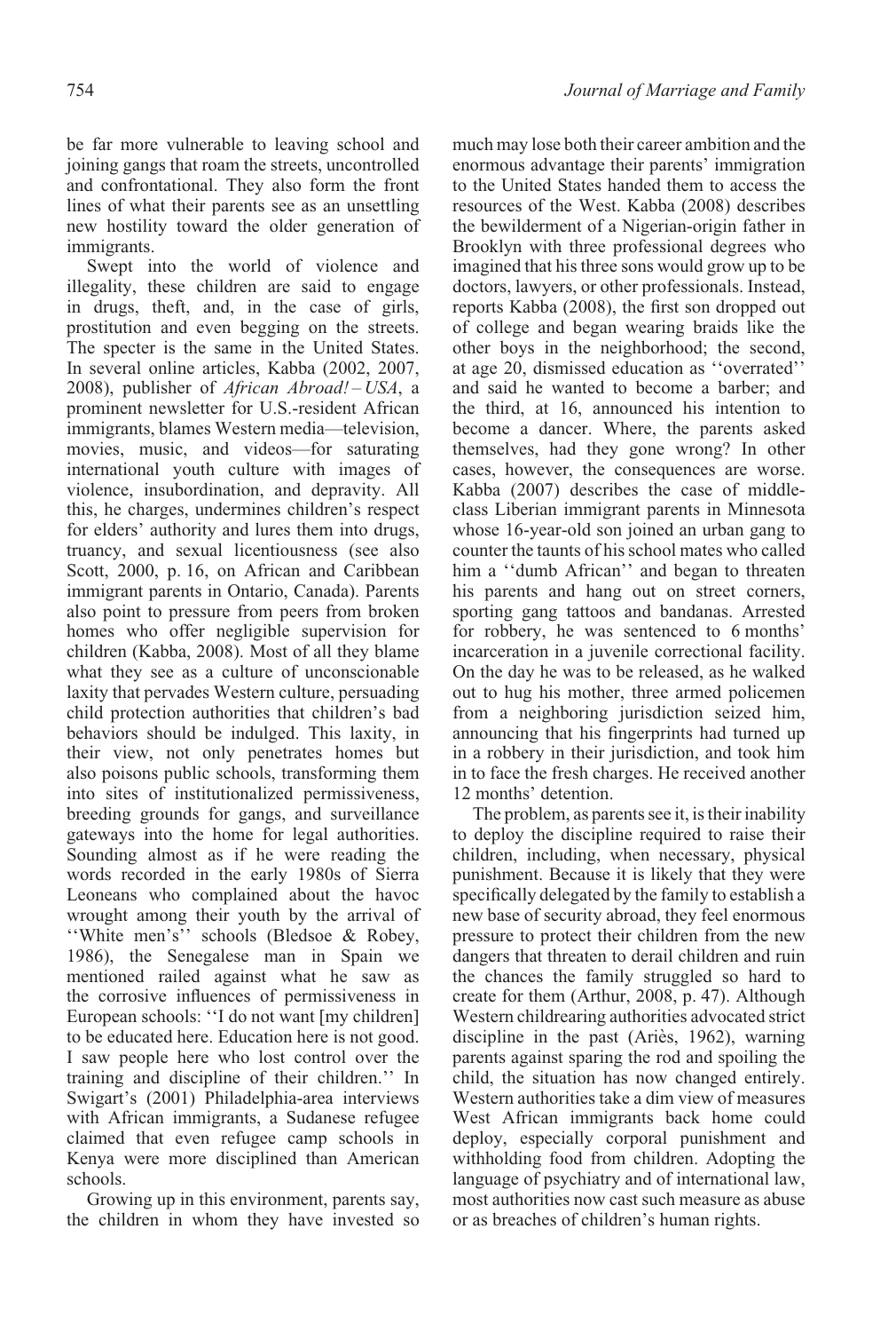be far more vulnerable to leaving school and joining gangs that roam the streets, uncontrolled and confrontational. They also form the front lines of what their parents see as an unsettling new hostility toward the older generation of immigrants.

Swept into the world of violence and illegality, these children are said to engage in drugs, theft, and, in the case of girls, prostitution and even begging on the streets. The specter is the same in the United States. In several online articles, Kabba (2002, 2007, 2008), publisher of *African Abroad! – USA*, a prominent newsletter for U.S.-resident African immigrants, blames Western media—television, movies, music, and videos—for saturating international youth culture with images of violence, insubordination, and depravity. All this, he charges, undermines children's respect for elders' authority and lures them into drugs, truancy, and sexual licentiousness (see also Scott, 2000, p. 16, on African and Caribbean immigrant parents in Ontario, Canada). Parents also point to pressure from peers from broken homes who offer negligible supervision for children (Kabba, 2008). Most of all they blame what they see as a culture of unconscionable laxity that pervades Western culture, persuading child protection authorities that children's bad behaviors should be indulged. This laxity, in their view, not only penetrates homes but also poisons public schools, transforming them into sites of institutionalized permissiveness, breeding grounds for gangs, and surveillance gateways into the home for legal authorities. Sounding almost as if he were reading the words recorded in the early 1980s of Sierra Leoneans who complained about the havoc wrought among their youth by the arrival of ''White men's'' schools (Bledsoe & Robey, 1986), the Senegalese man in Spain we mentioned railed against what he saw as the corrosive influences of permissiveness in European schools: ''I do not want [my children] to be educated here. Education here is not good. I saw people here who lost control over the training and discipline of their children.'' In Swigart's (2001) Philadelphia-area interviews with African immigrants, a Sudanese refugee claimed that even refugee camp schools in Kenya were more disciplined than American schools.

Growing up in this environment, parents say, the children in whom they have invested so much may lose both their career ambition and the enormous advantage their parents' immigration to the United States handed them to access the resources of the West. Kabba (2008) describes the bewilderment of a Nigerian-origin father in Brooklyn with three professional degrees who imagined that his three sons would grow up to be doctors, lawyers, or other professionals. Instead, reports Kabba (2008), the first son dropped out of college and began wearing braids like the other boys in the neighborhood; the second, at age 20, dismissed education as ''overrated'' and said he wanted to become a barber; and the third, at 16, announced his intention to become a dancer. Where, the parents asked themselves, had they gone wrong? In other cases, however, the consequences are worse. Kabba (2007) describes the case of middle-class Liberian immigrant parents in Minnesota whose 16-year-old son joined an urban gang to counter the taunts of his school mates who called him a ''dumb African'' and began to threaten his parents and hang out on street corners, sporting gang tattoos and bandanas. Arrested for robbery, he was sentenced to 6 months' incarceration in a juvenile correctional facility. On the day he was to be released, as he walked out to hug his mother, three armed policemen from a neighboring jurisdiction seized him, announcing that his fingerprints had turned up in a robbery in their jurisdiction, and took him in to face the fresh charges. He received another 12 months' detention.

The problem, as parents see it, is their inability to deploy the discipline required to raise their children, including, when necessary, physical punishment. Because it is likely that they were specifically delegated by the family to establish a new base of security abroad, they feel enormous pressure to protect their children from the new dangers that threaten to derail children and ruin the chances the family struggled so hard to create for them (Arthur, 2008, p. 47). Although Western childrearing authorities advocated strict discipline in the past (Ariès, 1962), warning parents against sparing the rod and spoiling the child, the situation has now changed entirely. Western authorities take a dim view of measures West African immigrants back home could deploy, especially corporal punishment and withholding food from children. Adopting the language of psychiatry and of international law, most authorities now cast such measure as abuse or as breaches of children's human rights.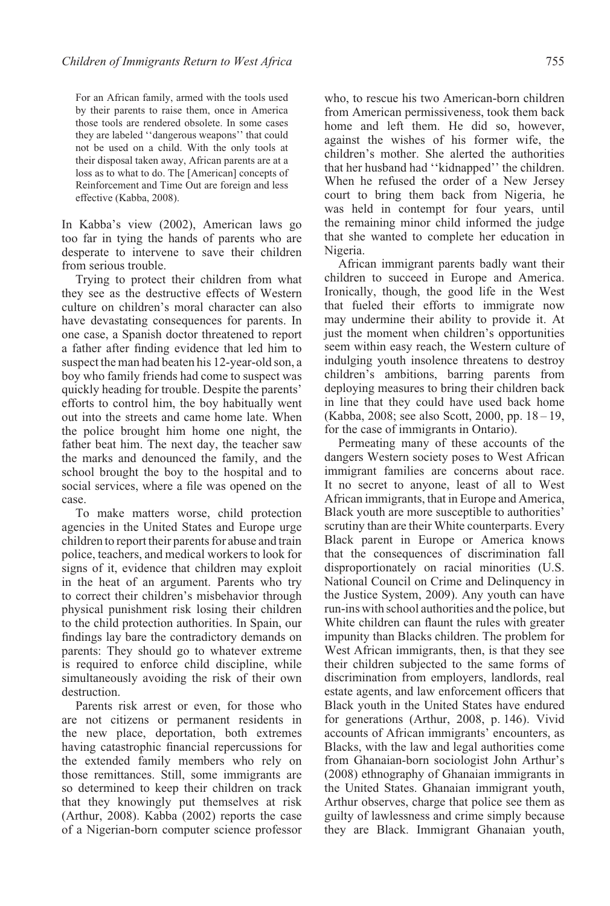> For an African family, armed with the tools used by their parents to raise them, once in America those tools are rendered obsolete. In some cases they are labeled ''dangerous weapons'' that could not be used on a child. With the only tools at their disposal taken away, African parents are at a loss as to what to do. The [American] concepts of Reinforcement and Time Out are foreign and less effective (Kabba, 2008).

In Kabba's view (2002), American laws go too far in tying the hands of parents who are desperate to intervene to save their children from serious trouble.

Trying to protect their children from what they see as the destructive effects of Western culture on children's moral character can also have devastating consequences for parents. In one case, a Spanish doctor threatened to report a father after finding evidence that led him to suspect the man had beaten his 12-year-old son, a boy who family friends had come to suspect was quickly heading for trouble. Despite the parents' efforts to control him, the boy habitually went out into the streets and came home late. When the police brought him home one night, the father beat him. The next day, the teacher saw the marks and denounced the family, and the school brought the boy to the hospital and to social services, where a file was opened on the case.

To make matters worse, child protection agencies in the United States and Europe urge children to report their parents for abuse and train police, teachers, and medical workers to look for signs of it, evidence that children may exploit in the heat of an argument. Parents who try to correct their children's misbehavior through physical punishment risk losing their children to the child protection authorities. In Spain, our findings lay bare the contradictory demands on parents: They should go to whatever extreme is required to enforce child discipline, while simultaneously avoiding the risk of their own destruction.

Parents risk arrest or even, for those who are not citizens or permanent residents in the new place, deportation, both extremes having catastrophic financial repercussions for the extended family members who rely on those remittances. Still, some immigrants are so determined to keep their children on track that they knowingly put themselves at risk (Arthur, 2008). Kabba (2002) reports the case of a Nigerian-born computer science professor who, to rescue his two American-born children from American permissiveness, took them back home and left them. He did so, however, against the wishes of his former wife, the children's mother. She alerted the authorities that her husband had ''kidnapped'' the children. When he refused the order of a New Jersey court to bring them back from Nigeria, he was held in contempt for four years, until the remaining minor child informed the judge that she wanted to complete her education in Nigeria.

African immigrant parents badly want their children to succeed in Europe and America. Ironically, though, the good life in the West that fueled their efforts to immigrate now may undermine their ability to provide it. At just the moment when children's opportunities seem within easy reach, the Western culture of indulging youth insolence threatens to destroy children's ambitions, barring parents from deploying measures to bring their children back in line that they could have used back home (Kabba, 2008; see also Scott, 2000, pp. 18 – 19, for the case of immigrants in Ontario).

Permeating many of these accounts of the dangers Western society poses to West African immigrant families are concerns about race. It no secret to anyone, least of all to West African immigrants, that in Europe and America, Black youth are more susceptible to authorities' scrutiny than are their White counterparts. Every Black parent in Europe or America knows that the consequences of discrimination fall disproportionately on racial minorities (U.S. National Council on Crime and Delinquency in the Justice System, 2009). Any youth can have run-ins with school authorities and the police, but White children can flaunt the rules with greater impunity than Blacks children. The problem for West African immigrants, then, is that they see their children subjected to the same forms of discrimination from employers, landlords, real estate agents, and law enforcement officers that Black youth in the United States have endured for generations (Arthur, 2008, p. 146). Vivid accounts of African immigrants' encounters, as Blacks, with the law and legal authorities come from Ghanaian-born sociologist John Arthur's (2008) ethnography of Ghanaian immigrants in the United States. Ghanaian immigrant youth, Arthur observes, charge that police see them as guilty of lawlessness and crime simply because they are Black. Immigrant Ghanaian youth,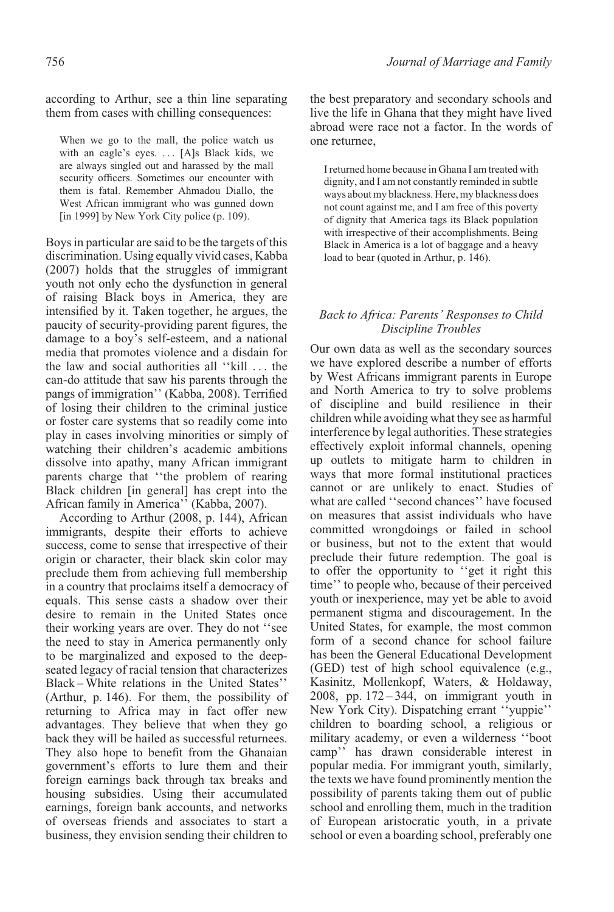according to Arthur, see a thin line separating them from cases with chilling consequences:

> When we go to the mall, the police watch us with an eagle's eyes. . . . [A]s Black kids, we are always singled out and harassed by the mall security officers. Sometimes our encounter with them is fatal. Remember Ahmadou Diallo, the West African immigrant who was gunned down [in 1999] by New York City police (p. 109).

Boys in particular are said to be the targets of this discrimination. Using equally vivid cases, Kabba (2007) holds that the struggles of immigrant youth not only echo the dysfunction in general of raising Black boys in America, they are intensified by it. Taken together, he argues, the paucity of security-providing parent figures, the damage to a boy's self-esteem, and a national media that promotes violence and a disdain for the law and social authorities all ''kill . . . the can-do attitude that saw his parents through the pangs of immigration'' (Kabba, 2008). Terrified of losing their children to the criminal justice or foster care systems that so readily come into play in cases involving minorities or simply of watching their children's academic ambitions dissolve into apathy, many African immigrant parents charge that ''the problem of rearing Black children [in general] has crept into the African family in America'' (Kabba, 2007).

According to Arthur (2008, p. 144), African immigrants, despite their efforts to achieve success, come to sense that irrespective of their origin or character, their black skin color may preclude them from achieving full membership in a country that proclaims itself a democracy of equals. This sense casts a shadow over their desire to remain in the United States once their working years are over. They do not ''see the need to stay in America permanently only to be marginalized and exposed to the deep-seated legacy of racial tension that characterizes Black – White relations in the United States'' (Arthur, p. 146). For them, the possibility of returning to Africa may in fact offer new advantages. They believe that when they go back they will be hailed as successful returnees. They also hope to benefit from the Ghanaian government's efforts to lure them and their foreign earnings back through tax breaks and housing subsidies. Using their accumulated earnings, foreign bank accounts, and networks of overseas friends and associates to start a business, they envision sending their children to the best preparatory and secondary schools and live the life in Ghana that they might have lived abroad were race not a factor. In the words of one returnee,

> I returned home because in Ghana I am treated with dignity, and I am not constantly reminded in subtle ways about my blackness. Here, my blackness does not count against me, and I am free of this poverty of dignity that America tags its Black population with irrespective of their accomplishments. Being Black in America is a lot of baggage and a heavy load to bear (quoted in Arthur, p. 146).

### *Back to Africa: Parents' Responses to Child Discipline Troubles*

Our own data as well as the secondary sources we have explored describe a number of efforts by West Africans immigrant parents in Europe and North America to try to solve problems of discipline and build resilience in their children while avoiding what they see as harmful interference by legal authorities. These strategies effectively exploit informal channels, opening up outlets to mitigate harm to children in ways that more formal institutional practices cannot or are unlikely to enact. Studies of what are called ''second chances'' have focused on measures that assist individuals who have committed wrongdoings or failed in school or business, but not to the extent that would preclude their future redemption. The goal is to offer the opportunity to ''get it right this time'' to people who, because of their perceived youth or inexperience, may yet be able to avoid permanent stigma and discouragement. In the United States, for example, the most common form of a second chance for school failure has been the General Educational Development (GED) test of high school equivalence (e.g., Kasinitz, Mollenkopf, Waters, & Holdaway, 2008, pp. 172 – 344, on immigrant youth in New York City). Dispatching errant ''yuppie'' children to boarding school, a religious or military academy, or even a wilderness ''boot camp'' has drawn considerable interest in popular media. For immigrant youth, similarly, the texts we have found prominently mention the possibility of parents taking them out of public school and enrolling them, much in the tradition of European aristocratic youth, in a private school or even a boarding school, preferably one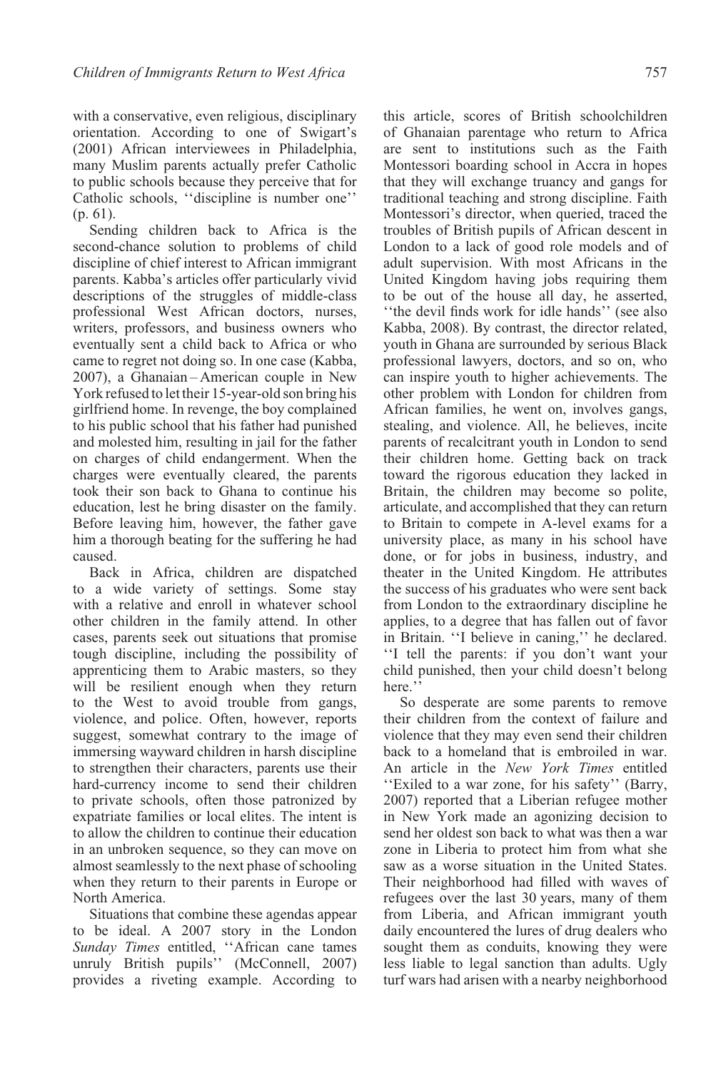with a conservative, even religious, disciplinary orientation. According to one of Swigart's (2001) African interviewees in Philadelphia, many Muslim parents actually prefer Catholic to public schools because they perceive that for Catholic schools, ''discipline is number one'' (p. 61).

Sending children back to Africa is the second-chance solution to problems of child discipline of chief interest to African immigrant parents. Kabba's articles offer particularly vivid descriptions of the struggles of middle-class professional West African doctors, nurses, writers, professors, and business owners who eventually sent a child back to Africa or who came to regret not doing so. In one case (Kabba, 2007), a Ghanaian – American couple in New York refused to let their 15-year-old son bring his girlfriend home. In revenge, the boy complained to his public school that his father had punished and molested him, resulting in jail for the father on charges of child endangerment. When the charges were eventually cleared, the parents took their son back to Ghana to continue his education, lest he bring disaster on the family. Before leaving him, however, the father gave him a thorough beating for the suffering he had caused.

Back in Africa, children are dispatched to a wide variety of settings. Some stay with a relative and enroll in whatever school other children in the family attend. In other cases, parents seek out situations that promise tough discipline, including the possibility of apprenticing them to Arabic masters, so they will be resilient enough when they return to the West to avoid trouble from gangs, violence, and police. Often, however, reports suggest, somewhat contrary to the image of immersing wayward children in harsh discipline to strengthen their characters, parents use their hard-currency income to send their children to private schools, often those patronized by expatriate families or local elites. The intent is to allow the children to continue their education in an unbroken sequence, so they can move on almost seamlessly to the next phase of schooling when they return to their parents in Europe or North America.

Situations that combine these agendas appear to be ideal. A 2007 story in the London *Sunday Times* entitled, ''African cane tames unruly British pupils'' (McConnell, 2007) provides a riveting example. According to this article, scores of British schoolchildren of Ghanaian parentage who return to Africa are sent to institutions such as the Faith Montessori boarding school in Accra in hopes that they will exchange truancy and gangs for traditional teaching and strong discipline. Faith Montessori's director, when queried, traced the troubles of British pupils of African descent in London to a lack of good role models and of adult supervision. With most Africans in the United Kingdom having jobs requiring them to be out of the house all day, he asserted, ''the devil finds work for idle hands'' (see also Kabba, 2008). By contrast, the director related, youth in Ghana are surrounded by serious Black professional lawyers, doctors, and so on, who can inspire youth to higher achievements. The other problem with London for children from African families, he went on, involves gangs, stealing, and violence. All, he believes, incite parents of recalcitrant youth in London to send their children home. Getting back on track toward the rigorous education they lacked in Britain, the children may become so polite, articulate, and accomplished that they can return to Britain to compete in A-level exams for a university place, as many in his school have done, or for jobs in business, industry, and theater in the United Kingdom. He attributes the success of his graduates who were sent back from London to the extraordinary discipline he applies, to a degree that has fallen out of favor in Britain. ''I believe in caning,'' he declared. ''I tell the parents: if you don't want your child punished, then your child doesn't belong here.''

So desperate are some parents to remove their children from the context of failure and violence that they may even send their children back to a homeland that is embroiled in war. An article in the *New York Times* entitled ''Exiled to a war zone, for his safety'' (Barry, 2007) reported that a Liberian refugee mother in New York made an agonizing decision to send her oldest son back to what was then a war zone in Liberia to protect him from what she saw as a worse situation in the United States. Their neighborhood had filled with waves of refugees over the last 30 years, many of them from Liberia, and African immigrant youth daily encountered the lures of drug dealers who sought them as conduits, knowing they were less liable to legal sanction than adults. Ugly turf wars had arisen with a nearby neighborhood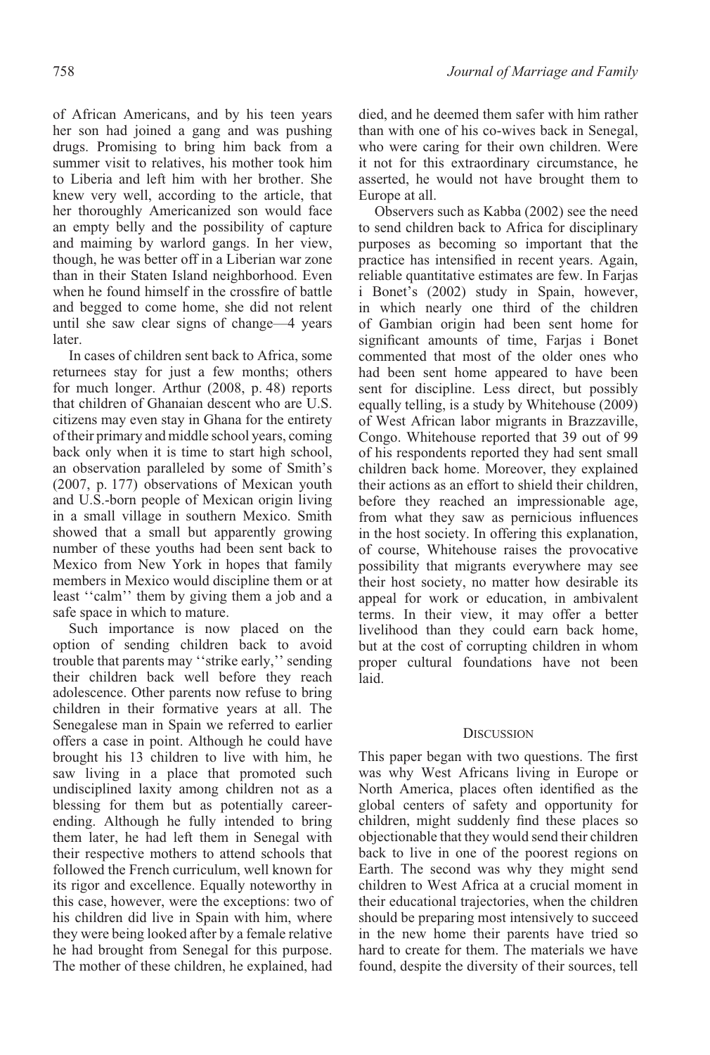of African Americans, and by his teen years her son had joined a gang and was pushing drugs. Promising to bring him back from a summer visit to relatives, his mother took him to Liberia and left him with her brother. She knew very well, according to the article, that her thoroughly Americanized son would face an empty belly and the possibility of capture and maiming by warlord gangs. In her view, though, he was better off in a Liberian war zone than in their Staten Island neighborhood. Even when he found himself in the crossfire of battle and begged to come home, she did not relent until she saw clear signs of change—4 years later.

In cases of children sent back to Africa, some returnees stay for just a few months; others for much longer. Arthur (2008, p. 48) reports that children of Ghanaian descent who are U.S. citizens may even stay in Ghana for the entirety of their primary and middle school years, coming back only when it is time to start high school, an observation paralleled by some of Smith's (2007, p. 177) observations of Mexican youth and U.S.-born people of Mexican origin living in a small village in southern Mexico. Smith showed that a small but apparently growing number of these youths had been sent back to Mexico from New York in hopes that family members in Mexico would discipline them or at least ''calm'' them by giving them a job and a safe space in which to mature.

Such importance is now placed on the option of sending children back to avoid trouble that parents may ''strike early,'' sending their children back well before they reach adolescence. Other parents now refuse to bring children in their formative years at all. The Senegalese man in Spain we referred to earlier offers a case in point. Although he could have brought his 13 children to live with him, he saw living in a place that promoted such undisciplined laxity among children not as a blessing for them but as potentially career-ending. Although he fully intended to bring them later, he had left them in Senegal with their respective mothers to attend schools that followed the French curriculum, well known for its rigor and excellence. Equally noteworthy in this case, however, were the exceptions: two of his children did live in Spain with him, where they were being looked after by a female relative he had brought from Senegal for this purpose. The mother of these children, he explained, had died, and he deemed them safer with him rather than with one of his co-wives back in Senegal, who were caring for their own children. Were it not for this extraordinary circumstance, he asserted, he would not have brought them to Europe at all.

Observers such as Kabba (2002) see the need to send children back to Africa for disciplinary purposes as becoming so important that the practice has intensified in recent years. Again, reliable quantitative estimates are few. In Farjas i Bonet's (2002) study in Spain, however, in which nearly one third of the children of Gambian origin had been sent home for significant amounts of time, Farjas i Bonet commented that most of the older ones who had been sent home appeared to have been sent for discipline. Less direct, but possibly equally telling, is a study by Whitehouse (2009) of West African labor migrants in Brazzaville, Congo. Whitehouse reported that 39 out of 99 of his respondents reported they had sent small children back home. Moreover, they explained their actions as an effort to shield their children, before they reached an impressionable age, from what they saw as pernicious influences in the host society. In offering this explanation, of course, Whitehouse raises the provocative possibility that migrants everywhere may see their host society, no matter how desirable its appeal for work or education, in ambivalent terms. In their view, it may offer a better livelihood than they could earn back home, but at the cost of corrupting children in whom proper cultural foundations have not been laid.

## Discussion

This paper began with two questions. The first was why West Africans living in Europe or North America, places often identified as the global centers of safety and opportunity for children, might suddenly find these places so objectionable that they would send their children back to live in one of the poorest regions on Earth. The second was why they might send children to West Africa at a crucial moment in their educational trajectories, when the children should be preparing most intensively to succeed in the new home their parents have tried so hard to create for them. The materials we have found, despite the diversity of their sources, tell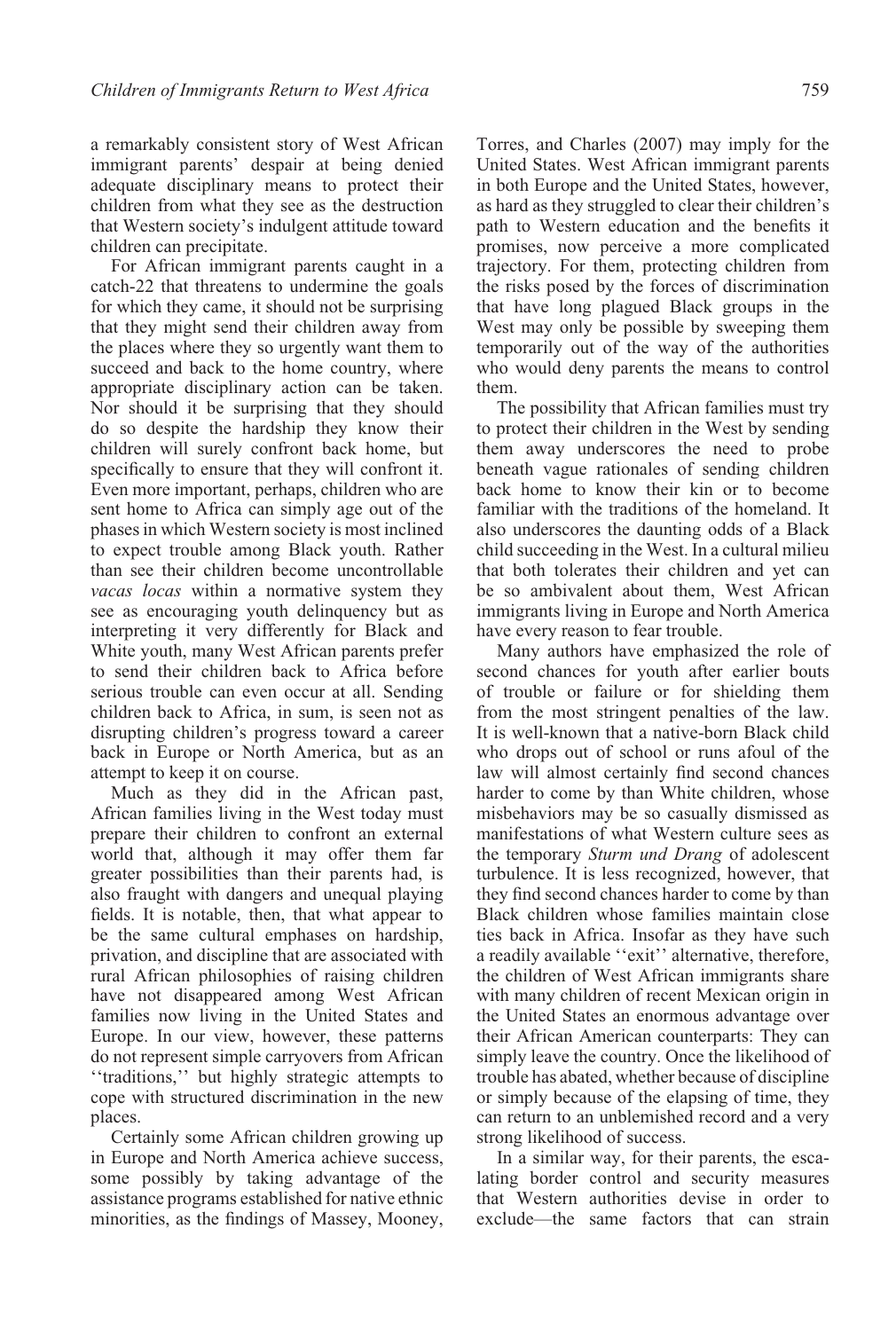a remarkably consistent story of West African immigrant parents' despair at being denied adequate disciplinary means to protect their children from what they see as the destruction that Western society's indulgent attitude toward children can precipitate.

For African immigrant parents caught in a catch-22 that threatens to undermine the goals for which they came, it should not be surprising that they might send their children away from the places where they so urgently want them to succeed and back to the home country, where appropriate disciplinary action can be taken. Nor should it be surprising that they should do so despite the hardship they know their children will surely confront back home, but specifically to ensure that they will confront it. Even more important, perhaps, children who are sent home to Africa can simply age out of the phases in which Western society is most inclined to expect trouble among Black youth. Rather than see their children become uncontrollable *vacas locas* within a normative system they see as encouraging youth delinquency but as interpreting it very differently for Black and White youth, many West African parents prefer to send their children back to Africa before serious trouble can even occur at all. Sending children back to Africa, in sum, is seen not as disrupting children's progress toward a career back in Europe or North America, but as an attempt to keep it on course.

Much as they did in the African past, African families living in the West today must prepare their children to confront an external world that, although it may offer them far greater possibilities than their parents had, is also fraught with dangers and unequal playing fields. It is notable, then, that what appear to be the same cultural emphases on hardship, privation, and discipline that are associated with rural African philosophies of raising children have not disappeared among West African families now living in the United States and Europe. In our view, however, these patterns do not represent simple carryovers from African ''traditions,'' but highly strategic attempts to cope with structured discrimination in the new places.

Certainly some African children growing up in Europe and North America achieve success, some possibly by taking advantage of the assistance programs established for native ethnic minorities, as the findings of Massey, Mooney, Torres, and Charles (2007) may imply for the United States. West African immigrant parents in both Europe and the United States, however, as hard as they struggled to clear their children's path to Western education and the benefits it promises, now perceive a more complicated trajectory. For them, protecting children from the risks posed by the forces of discrimination that have long plagued Black groups in the West may only be possible by sweeping them temporarily out of the way of the authorities who would deny parents the means to control them.

The possibility that African families must try to protect their children in the West by sending them away underscores the need to probe beneath vague rationales of sending children back home to know their kin or to become familiar with the traditions of the homeland. It also underscores the daunting odds of a Black child succeeding in the West. In a cultural milieu that both tolerates their children and yet can be so ambivalent about them, West African immigrants living in Europe and North America have every reason to fear trouble.

Many authors have emphasized the role of second chances for youth after earlier bouts of trouble or failure or for shielding them from the most stringent penalties of the law. It is well-known that a native-born Black child who drops out of school or runs afoul of the law will almost certainly find second chances harder to come by than White children, whose misbehaviors may be so casually dismissed as manifestations of what Western culture sees as the temporary *Sturm und Drang* of adolescent turbulence. It is less recognized, however, that they find second chances harder to come by than Black children whose families maintain close ties back in Africa. Insofar as they have such a readily available ''exit'' alternative, therefore, the children of West African immigrants share with many children of recent Mexican origin in the United States an enormous advantage over their African American counterparts: They can simply leave the country. Once the likelihood of trouble has abated, whether because of discipline or simply because of the elapsing of time, they can return to an unblemished record and a very strong likelihood of success.

In a similar way, for their parents, the escalating border control and security measures that Western authorities devise in order to exclude—the same factors that can strain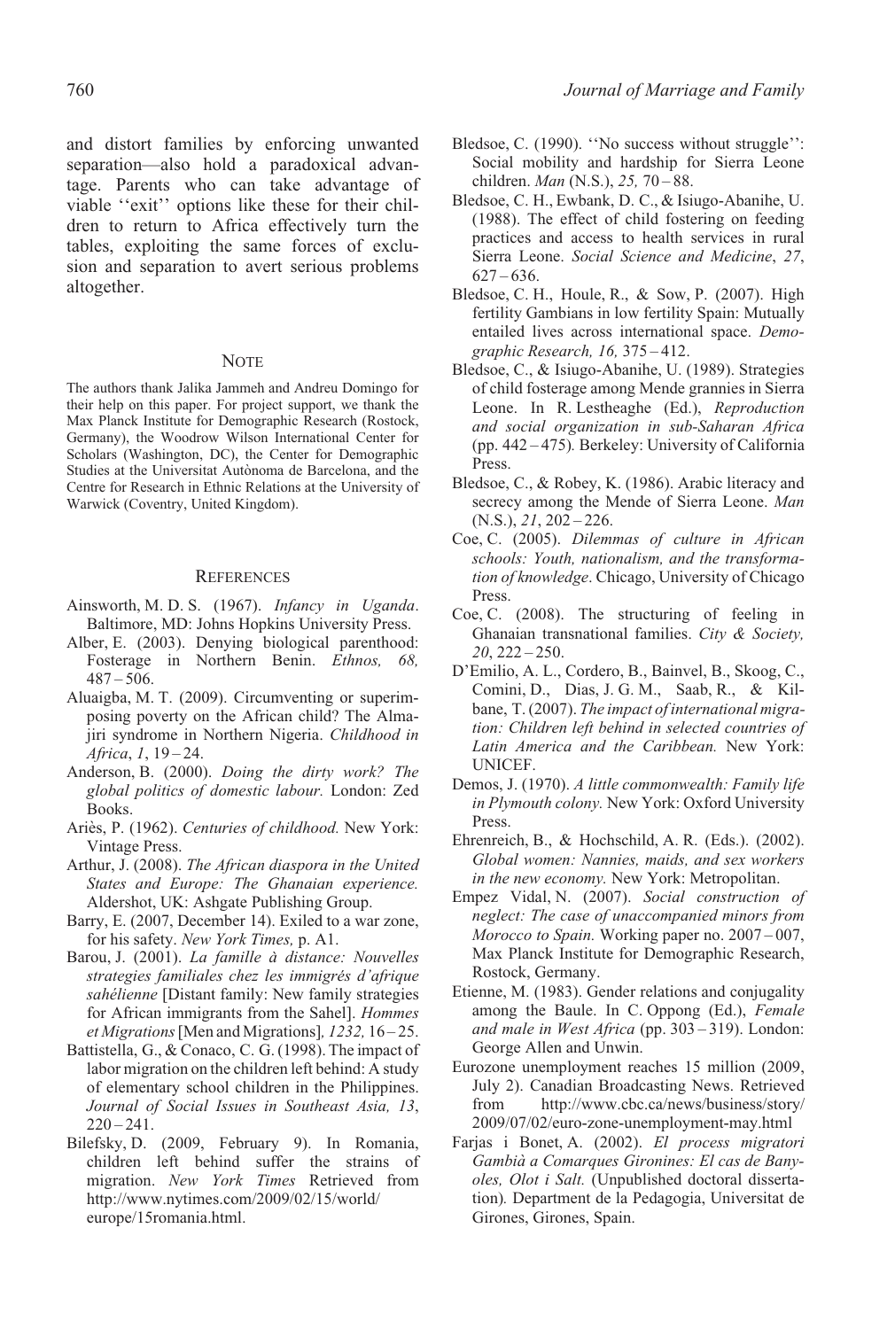and distort families by enforcing unwanted separation—also hold a paradoxical advantage. Parents who can take advantage of viable ''exit'' options like these for their children to return to Africa effectively turn the tables, exploiting the same forces of exclusion and separation to avert serious problems altogether.

## Note

The authors thank Jalika Jammeh and Andreu Domingo for their help on this paper. For project support, we thank the Max Planck Institute for Demographic Research (Rostock, Germany), the Woodrow Wilson International Center for Scholars (Washington, DC), the Center for Demographic Studies at the Universitat Autònoma de Barcelona, and the Centre for Research in Ethnic Relations at the University of Warwick (Coventry, United Kingdom).

## References

Ainsworth, M. D. S. (1967). *Infancy in Uganda*. Baltimore, MD: Johns Hopkins University Press.

Alber, E. (2003). Denying biological parenthood: Fosterage in Northern Benin. *Ethnos, 68,* 487 – 506.

Aluaigba, M. T. (2009). Circumventing or superimposing poverty on the African child? The Almajiri syndrome in Northern Nigeria. *Childhood in Africa*, *1*, 19 – 24.

Anderson, B. (2000). *Doing the dirty work? The global politics of domestic labour.* London: Zed Books.

Ariès, P. (1962). *Centuries of childhood.* New York: Vintage Press.

Arthur, J. (2008). *The African diaspora in the United States and Europe: The Ghanaian experience.* Aldershot, UK: Ashgate Publishing Group.

Barry, E. (2007, December 14). Exiled to a war zone, for his safety. *New York Times,* p. A1.

Barou, J. (2001). *La famille à distance: Nouvelles strategies familiales chez les immigrés d'afrique sahélienne* [Distant family: New family strategies for African immigrants from the Sahel]. *Hommes et Migrations* [Men and Migrations]*, 1232,* 16 – 25.

Battistella, G., & Conaco, C. G. (1998). The impact of labor migration on the children left behind: A study of elementary school children in the Philippines. *Journal of Social Issues in Southeast Asia, 13*, 220 – 241.

Bilefsky, D. (2009, February 9). In Romania, children left behind suffer the strains of migration. *New York Times* Retrieved from http://www.nytimes.com/2009/02/15/world/europe/15romania.html.

Bledsoe, C. (1990). ''No success without struggle'': Social mobility and hardship for Sierra Leone children. *Man* (N.S.), *25,* 70 – 88.

Bledsoe, C. H., Ewbank, D. C., & Isiugo-Abanihe, U. (1988). The effect of child fostering on feeding practices and access to health services in rural Sierra Leone. *Social Science and Medicine*, *27*, 627 – 636.

Bledsoe, C. H., Houle, R., & Sow, P. (2007). High fertility Gambians in low fertility Spain: Mutually entailed lives across international space. *Demographic Research, 16,* 375 – 412.

Bledsoe, C., & Isiugo-Abanihe, U. (1989). Strategies of child fosterage among Mende grannies in Sierra Leone. In R. Lestheaghe (Ed.), *Reproduction and social organization in sub-Saharan Africa* (pp. 442 – 475)*.* Berkeley: University of California Press.

Bledsoe, C., & Robey, K. (1986). Arabic literacy and secrecy among the Mende of Sierra Leone. *Man* (N.S.), *21*, 202 – 226.

Coe, C. (2005). *Dilemmas of culture in African schools: Youth, nationalism, and the transformation of knowledge*. Chicago, University of Chicago Press.

Coe, C. (2008). The structuring of feeling in Ghanaian transnational families. *City & Society, 20*, 222 – 250.

D'Emilio, A. L., Cordero, B., Bainvel, B., Skoog, C., Comini, D., Dias, J. G. M., Saab, R., & Kilbane, T. (2007). *The impact of international migration: Children left behind in selected countries of Latin America and the Caribbean.* New York: UNICEF.

Demos, J. (1970). *A little commonwealth: Family life in Plymouth colony.* New York: Oxford University Press.

Ehrenreich, B., & Hochschild, A. R. (Eds.). (2002). *Global women: Nannies, maids, and sex workers in the new economy.* New York: Metropolitan.

Empez Vidal, N. (2007). *Social construction of neglect: The case of unaccompanied minors from Morocco to Spain.* Working paper no. 2007 – 007, Max Planck Institute for Demographic Research, Rostock, Germany.

Etienne, M. (1983). Gender relations and conjugality among the Baule. In C. Oppong (Ed.), *Female and male in West Africa* (pp. 303 – 319). London: George Allen and Unwin.

Eurozone unemployment reaches 15 million (2009, July 2). Canadian Broadcasting News. Retrieved from http://www.cbc.ca/news/business/story/2009/07/02/euro-zone-unemployment-may.html

Farjas i Bonet, A. (2002). *El process migratori Gambià a Comarques Gironines: El cas de Banyoles, Olot i Salt.* (Unpublished doctoral dissertation)*.* Department de la Pedagogia, Universitat de Girones, Girones, Spain.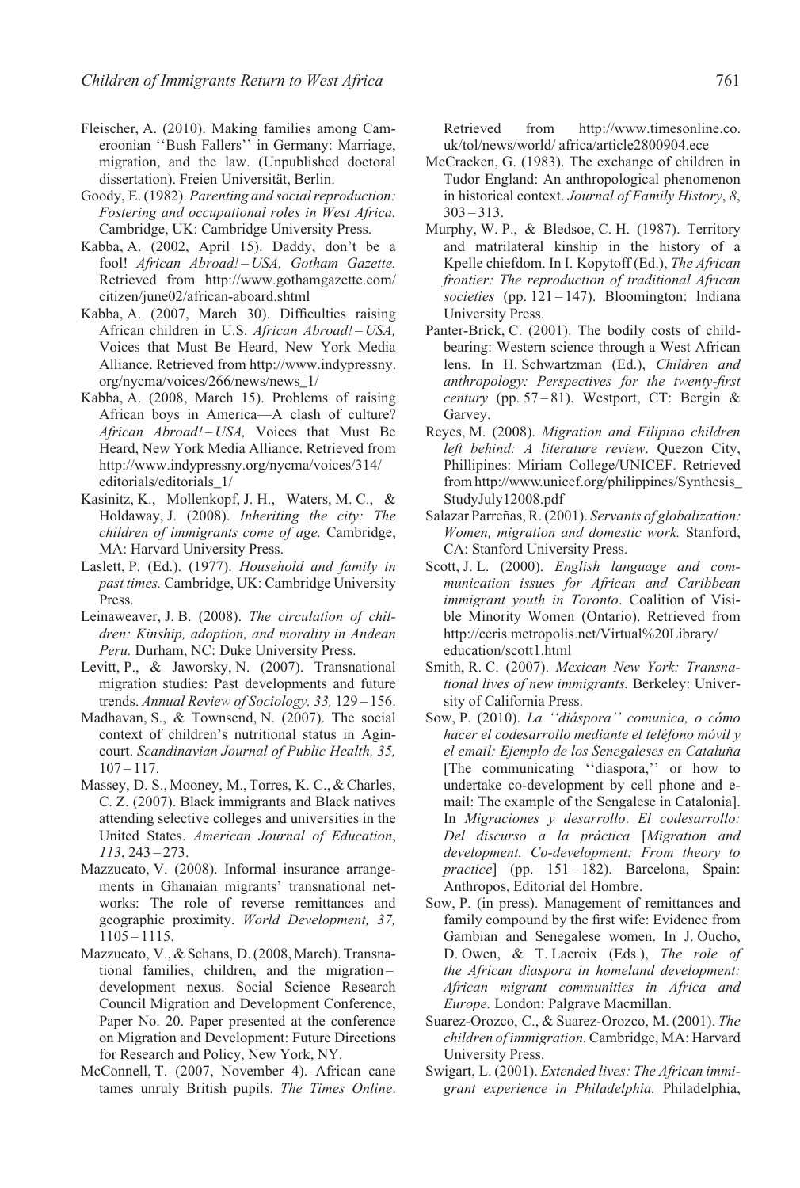Fleischer, A. (2010). Making families among Cameroonian ''Bush Fallers'' in Germany: Marriage, migration, and the law. (Unpublished doctoral dissertation). Freien Universität, Berlin.

Goody, E. (1982). *Parenting and social reproduction: Fostering and occupational roles in West Africa.* Cambridge, UK: Cambridge University Press.

Kabba, A. (2002, April 15). Daddy, don't be a fool! *African Abroad! – USA, Gotham Gazette.* Retrieved from http://www.gothamgazette.com/citizen/june02/african-aboard.shtml

Kabba, A. (2007, March 30). Difficulties raising African children in U.S. *African Abroad! – USA,* Voices that Must Be Heard, New York Media Alliance. Retrieved from http://www.indypressny.org/nycma/voices/266/news/news_1/

Kabba, A. (2008, March 15). Problems of raising African boys in America—A clash of culture? *African Abroad! – USA,* Voices that Must Be Heard, New York Media Alliance. Retrieved from http://www.indypressny.org/nycma/voices/314/editorials/editorials_1/

Kasinitz, K., Mollenkopf, J. H., Waters, M. C., & Holdaway, J. (2008). *Inheriting the city: The children of immigrants come of age.* Cambridge, MA: Harvard University Press.

Laslett, P. (Ed.). (1977). *Household and family in past times.* Cambridge, UK: Cambridge University Press.

Leinaweaver, J. B. (2008). *The circulation of children: Kinship, adoption, and morality in Andean Peru.* Durham, NC: Duke University Press.

Levitt, P., & Jaworsky, N. (2007). Transnational migration studies: Past developments and future trends. *Annual Review of Sociology, 33,* 129 – 156.

Madhavan, S., & Townsend, N. (2007). The social context of children's nutritional status in Agincourt. *Scandinavian Journal of Public Health, 35,* 107 – 117.

Massey, D. S., Mooney, M., Torres, K. C., & Charles, C. Z. (2007). Black immigrants and Black natives attending selective colleges and universities in the United States. *American Journal of Education*, *113*, 243 – 273.

Mazzucato, V. (2008). Informal insurance arrangements in Ghanaian migrants' transnational networks: The role of reverse remittances and geographic proximity. *World Development, 37,* 1105 – 1115.

Mazzucato, V., & Schans, D. (2008, March). Transnational families, children, and the migration – development nexus. Social Science Research Council Migration and Development Conference, Paper No. 20. Paper presented at the conference on Migration and Development: Future Directions for Research and Policy, New York, NY.

McConnell, T. (2007, November 4). African cane tames unruly British pupils. *The Times Online*. Retrieved from http://www.timesonline.co.uk/tol/news/world/ africa/article2800904.ece

McCracken, G. (1983). The exchange of children in Tudor England: An anthropological phenomenon in historical context. *Journal of Family History*, *8*, 303 – 313.

Murphy, W. P., & Bledsoe, C. H. (1987). Territory and matrilateral kinship in the history of a Kpelle chiefdom. In I. Kopytoff (Ed.), *The African frontier: The reproduction of traditional African societies* (pp. 121 – 147). Bloomington: Indiana University Press.

Panter-Brick, C. (2001). The bodily costs of childbearing: Western science through a West African lens. In H. Schwartzman (Ed.), *Children and anthropology: Perspectives for the twenty-first century* (pp. 57 – 81). Westport, CT: Bergin & Garvey.

Reyes, M. (2008). *Migration and Filipino children left behind: A literature review*. Quezon City, Phillipines: Miriam College/UNICEF. Retrieved from http://www.unicef.org/philippines/Synthesis_StudyJuly12008.pdf

Salazar Parreñas, R. (2001). *Servants of globalization: Women, migration and domestic work.* Stanford, CA: Stanford University Press.

Scott, J. L. (2000). *English language and communication issues for African and Caribbean immigrant youth in Toronto*. Coalition of Visible Minority Women (Ontario). Retrieved from http://ceris.metropolis.net/Virtual%20Library/education/scott1.html

Smith, R. C. (2007). *Mexican New York: Transnational lives of new immigrants.* Berkeley: University of California Press.

Sow, P. (2010). *La ''diáspora'' comunica, o cómo hacer el codesarrollo mediante el teléfono móvil y el email: Ejemplo de los Senegaleses en Cataluña* [The communicating ''diaspora,'' or how to undertake co-development by cell phone and e-mail: The example of the Sengalese in Catalonia]. In *Migraciones y desarrollo*. *El codesarrollo: Del discurso a la práctica* [*Migration and development. Co-development: From theory to practice*] (pp. 151 – 182). Barcelona, Spain: Anthropos, Editorial del Hombre.

Sow, P. (in press). Management of remittances and family compound by the first wife: Evidence from Gambian and Senegalese women. In J. Oucho, D. Owen, & T. Lacroix (Eds.), *The role of the African diaspora in homeland development: African migrant communities in Africa and Europe.* London: Palgrave Macmillan.

Suarez-Orozco, C., & Suarez-Orozco, M. (2001). *The children of immigration.* Cambridge, MA: Harvard University Press.

Swigart, L. (2001). *Extended lives: The African immigrant experience in Philadelphia.* Philadelphia,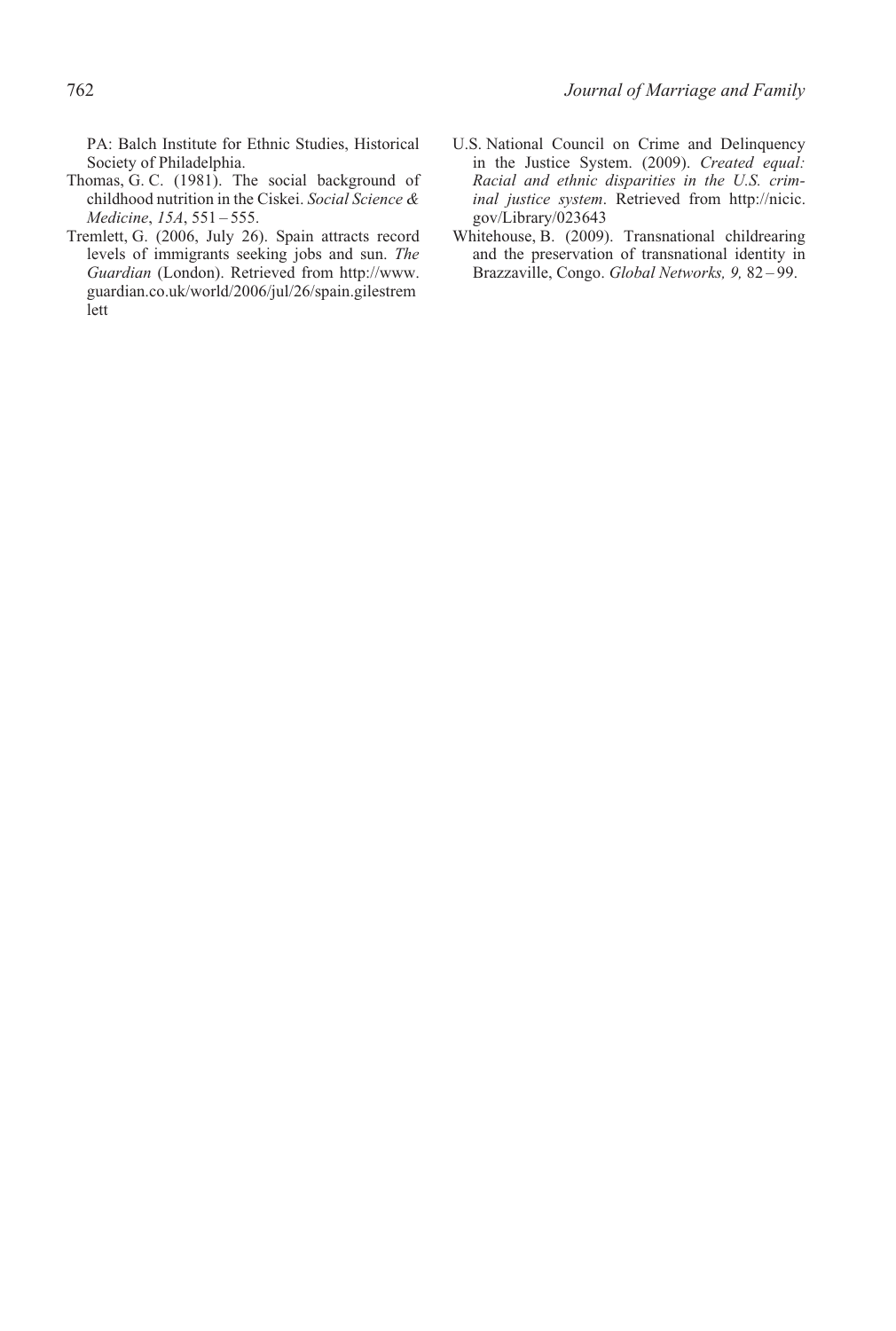PA: Balch Institute for Ethnic Studies, Historical Society of Philadelphia.

Thomas, G. C. (1981). The social background of childhood nutrition in the Ciskei. *Social Science & Medicine*, *15A*, 551 – 555.

Tremlett, G. (2006, July 26). Spain attracts record levels of immigrants seeking jobs and sun. *The Guardian* (London). Retrieved from http://www.guardian.co.uk/world/2006/jul/26/spain.gilestremlett

U.S. National Council on Crime and Delinquency in the Justice System. (2009). *Created equal: Racial and ethnic disparities in the U.S. criminal justice system*. Retrieved from http://nicic.gov/Library/023643

Whitehouse, B. (2009). Transnational childrearing and the preservation of transnational identity in Brazzaville, Congo. *Global Networks, 9,* 82 – 99.